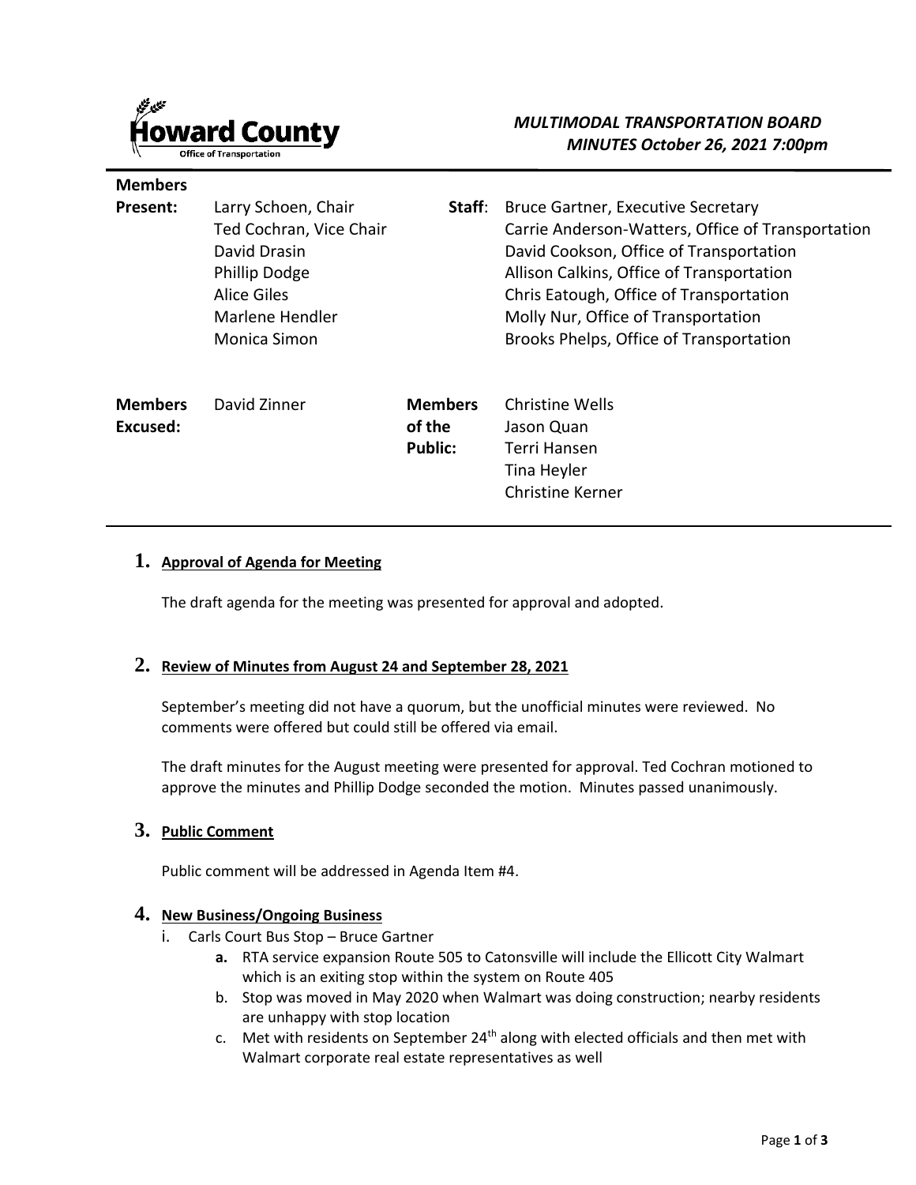Howard County
Office of Transportation

***MULTIMODAL TRANSPORTATION BOARD***
***MINUTES October 26, 2021 7:00pm***

| | | | |
|---|---|---|---|
| **Members Present:** | Larry Schoen, Chair<br>Ted Cochran, Vice Chair<br>David Drasin<br>Phillip Dodge<br>Alice Giles<br>Marlene Hendler<br>Monica Simon | **Staff**: | Bruce Gartner, Executive Secretary<br>Carrie Anderson-Watters, Office of Transportation<br>David Cookson, Office of Transportation<br>Allison Calkins, Office of Transportation<br>Chris Eatough, Office of Transportation<br>Molly Nur, Office of Transportation<br>Brooks Phelps, Office of Transportation |
| **Members Excused:** | David Zinner | **Members of the Public:** | Christine Wells<br>Jason Quan<br>Terri Hansen<br>Tina Heyler<br>Christine Kerner |

## 1. Approval of Agenda for Meeting

The draft agenda for the meeting was presented for approval and adopted.

## 2. Review of Minutes from August 24 and September 28, 2021

September's meeting did not have a quorum, but the unofficial minutes were reviewed. No comments were offered but could still be offered via email.

The draft minutes for the August meeting were presented for approval. Ted Cochran motioned to approve the minutes and Phillip Dodge seconded the motion. Minutes passed unanimously.

## 3. Public Comment

Public comment will be addressed in Agenda Item #4.

## 4. New Business/Ongoing Business

i. Carls Court Bus Stop – Bruce Gartner
   - **a.** RTA service expansion Route 505 to Catonsville will include the Ellicott City Walmart which is an exiting stop within the system on Route 405
   - b. Stop was moved in May 2020 when Walmart was doing construction; nearby residents are unhappy with stop location
   - c. Met with residents on September 24th along with elected officials and then met with Walmart corporate real estate representatives as well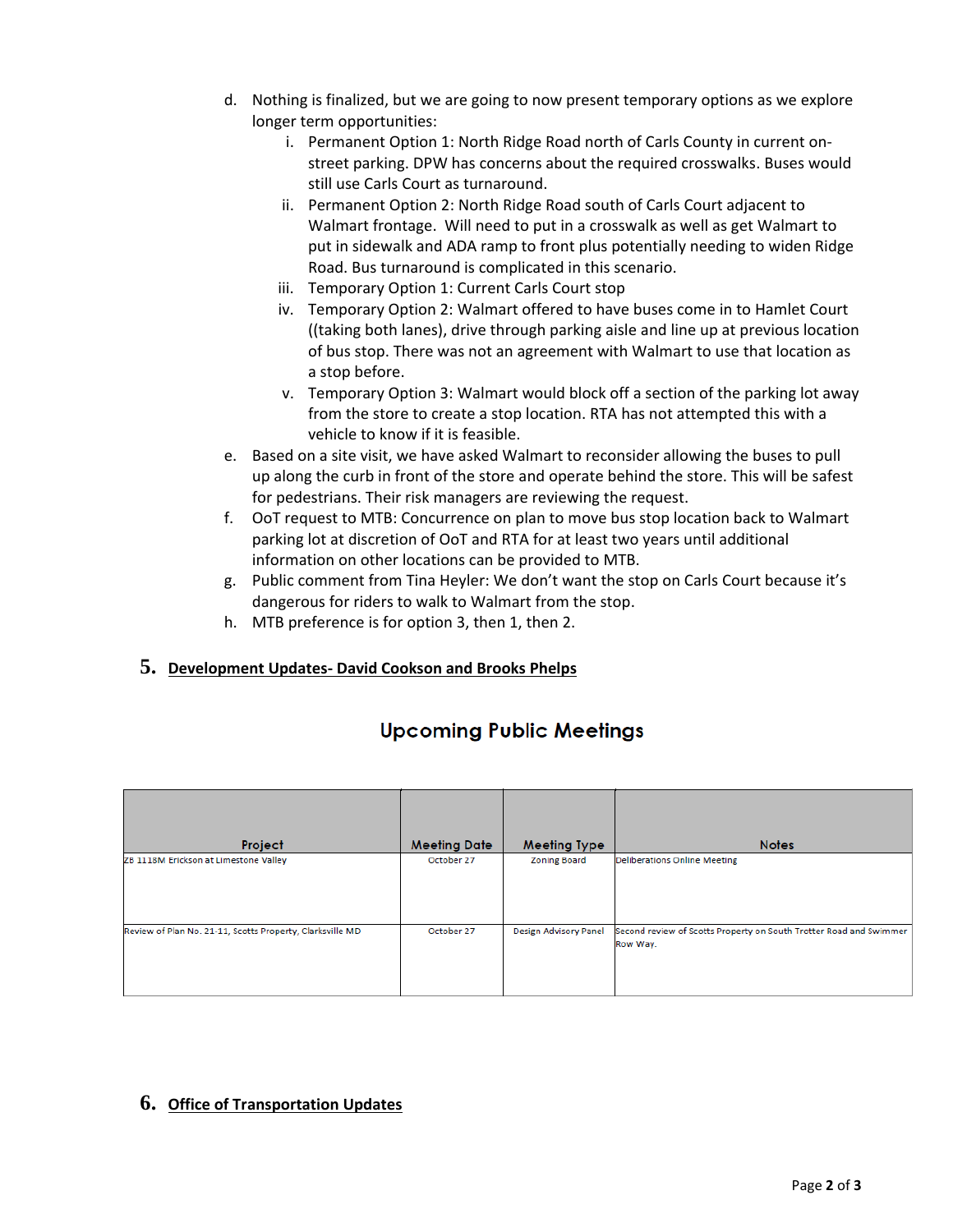d. Nothing is finalized, but we are going to now present temporary options as we explore longer term opportunities:
   i. Permanent Option 1: North Ridge Road north of Carls County in current on-street parking. DPW has concerns about the required crosswalks. Buses would still use Carls Court as turnaround.
   ii. Permanent Option 2: North Ridge Road south of Carls Court adjacent to Walmart frontage. Will need to put in a crosswalk as well as get Walmart to put in sidewalk and ADA ramp to front plus potentially needing to widen Ridge Road. Bus turnaround is complicated in this scenario.
   iii. Temporary Option 1: Current Carls Court stop
   iv. Temporary Option 2: Walmart offered to have buses come in to Hamlet Court ((taking both lanes), drive through parking aisle and line up at previous location of bus stop. There was not an agreement with Walmart to use that location as a stop before.
   v. Temporary Option 3: Walmart would block off a section of the parking lot away from the store to create a stop location. RTA has not attempted this with a vehicle to know if it is feasible.

e. Based on a site visit, we have asked Walmart to reconsider allowing the buses to pull up along the curb in front of the store and operate behind the store. This will be safest for pedestrians. Their risk managers are reviewing the request.

f. OoT request to MTB: Concurrence on plan to move bus stop location back to Walmart parking lot at discretion of OoT and RTA for at least two years until additional information on other locations can be provided to MTB.

g. Public comment from Tina Heyler: We don't want the stop on Carls Court because it's dangerous for riders to walk to Walmart from the stop.

h. MTB preference is for option 3, then 1, then 2.

## 5. Development Updates- David Cookson and Brooks Phelps

### Upcoming Public Meetings

| Project | Meeting Date | Meeting Type | Notes |
|---|---|---|---|
| ZB 1118M Erickson at Limestone Valley | October 27 | Zoning Board | Deliberations Online Meeting |
| Review of Plan No. 21-11, Scotts Property, Clarksville MD | October 27 | Design Advisory Panel | Second review of Scotts Property on South Trotter Road and Swimmer Row Way. |

## 6. Office of Transportation Updates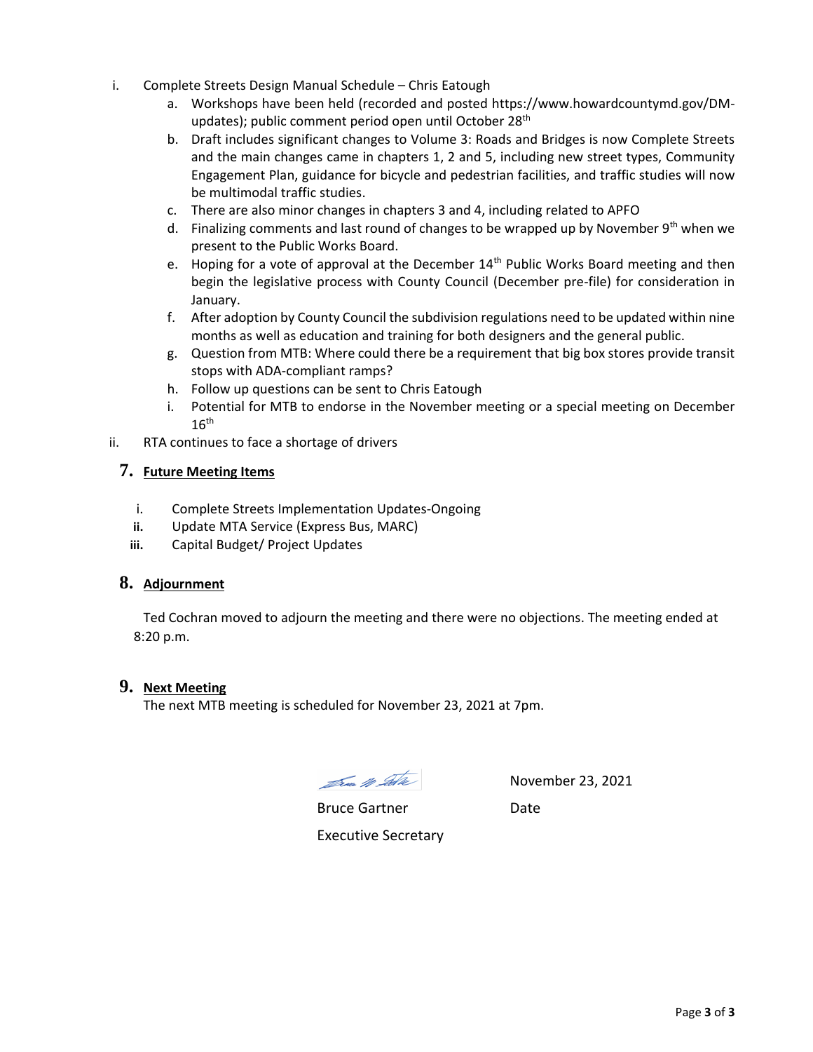i. Complete Streets Design Manual Schedule – Chris Eatough
   a. Workshops have been held (recorded and posted https://www.howardcountymd.gov/DM-updates); public comment period open until October 28th
   b. Draft includes significant changes to Volume 3: Roads and Bridges is now Complete Streets and the main changes came in chapters 1, 2 and 5, including new street types, Community Engagement Plan, guidance for bicycle and pedestrian facilities, and traffic studies will now be multimodal traffic studies.
   c. There are also minor changes in chapters 3 and 4, including related to APFO
   d. Finalizing comments and last round of changes to be wrapped up by November 9th when we present to the Public Works Board.
   e. Hoping for a vote of approval at the December 14th Public Works Board meeting and then begin the legislative process with County Council (December pre-file) for consideration in January.
   f. After adoption by County Council the subdivision regulations need to be updated within nine months as well as education and training for both designers and the general public.
   g. Question from MTB: Where could there be a requirement that big box stores provide transit stops with ADA-compliant ramps?
   h. Follow up questions can be sent to Chris Eatough
   i. Potential for MTB to endorse in the November meeting or a special meeting on December 16th

ii. RTA continues to face a shortage of drivers

## 7. Future Meeting Items

i. Complete Streets Implementation Updates-Ongoing
ii. Update MTA Service (Express Bus, MARC)
iii. Capital Budget/ Project Updates

## 8. Adjournment

Ted Cochran moved to adjourn the meeting and there were no objections. The meeting ended at 8:20 p.m.

## 9. Next Meeting

The next MTB meeting is scheduled for November 23, 2021 at 7pm.

Bruce Gartner
Executive Secretary

November 23, 2021
Date